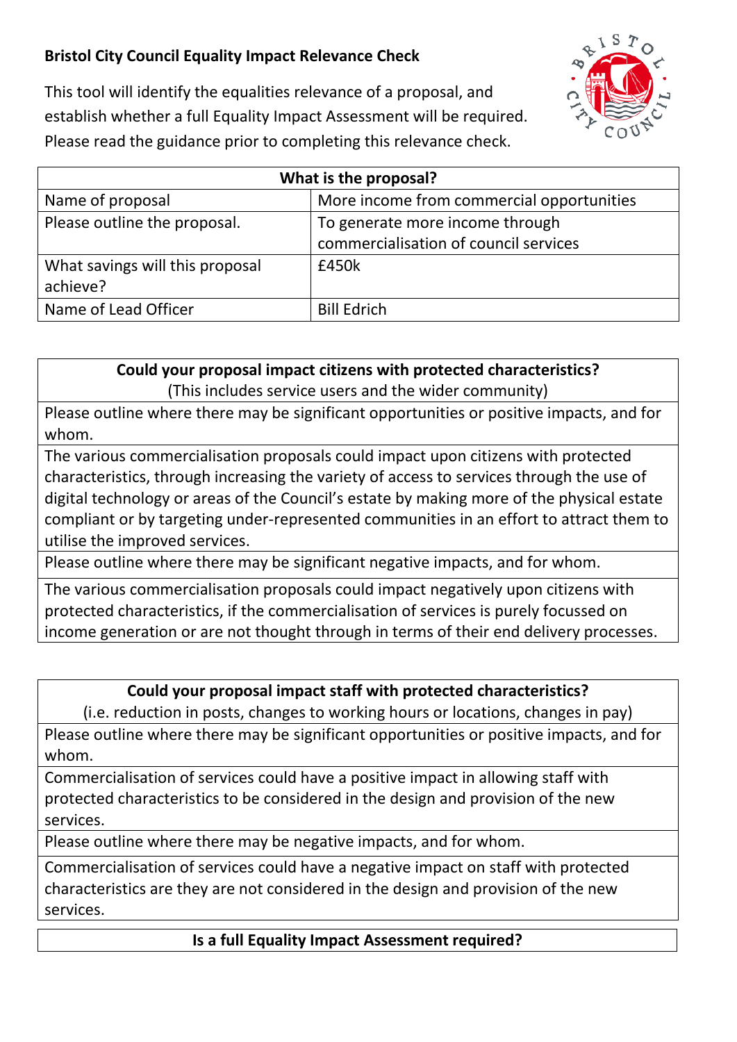**Bristol City Council Equality Impact Relevance Check**

This tool will identify the equalities relevance of a proposal, and establish whether a full Equality Impact Assessment will be required. Please read the guidance prior to completing this relevance check.

| What is the proposal? | |
|---|---|
| Name of proposal | More income from commercial opportunities |
| Please outline the proposal. | To generate more income through commercialisation of council services |
| What savings will this proposal achieve? | £450k |
| Name of Lead Officer | Bill Edrich |

| **Could your proposal impact citizens with protected characteristics?** (This includes service users and the wider community) |
|---|
| Please outline where there may be significant opportunities or positive impacts, and for whom. |
| The various commercialisation proposals could impact upon citizens with protected characteristics, through increasing the variety of access to services through the use of digital technology or areas of the Council's estate by making more of the physical estate compliant or by targeting under-represented communities in an effort to attract them to utilise the improved services. |
| Please outline where there may be significant negative impacts, and for whom. |
| The various commercialisation proposals could impact negatively upon citizens with protected characteristics, if the commercialisation of services is purely focussed on income generation or are not thought through in terms of their end delivery processes. |

| **Could your proposal impact staff with protected characteristics?** (i.e. reduction in posts, changes to working hours or locations, changes in pay) |
|---|
| Please outline where there may be significant opportunities or positive impacts, and for whom. |
| Commercialisation of services could have a positive impact in allowing staff with protected characteristics to be considered in the design and provision of the new services. |
| Please outline where there may be negative impacts, and for whom. |
| Commercialisation of services could have a negative impact on staff with protected characteristics are they are not considered in the design and provision of the new services. |

| **Is a full Equality Impact Assessment required?** |
|---|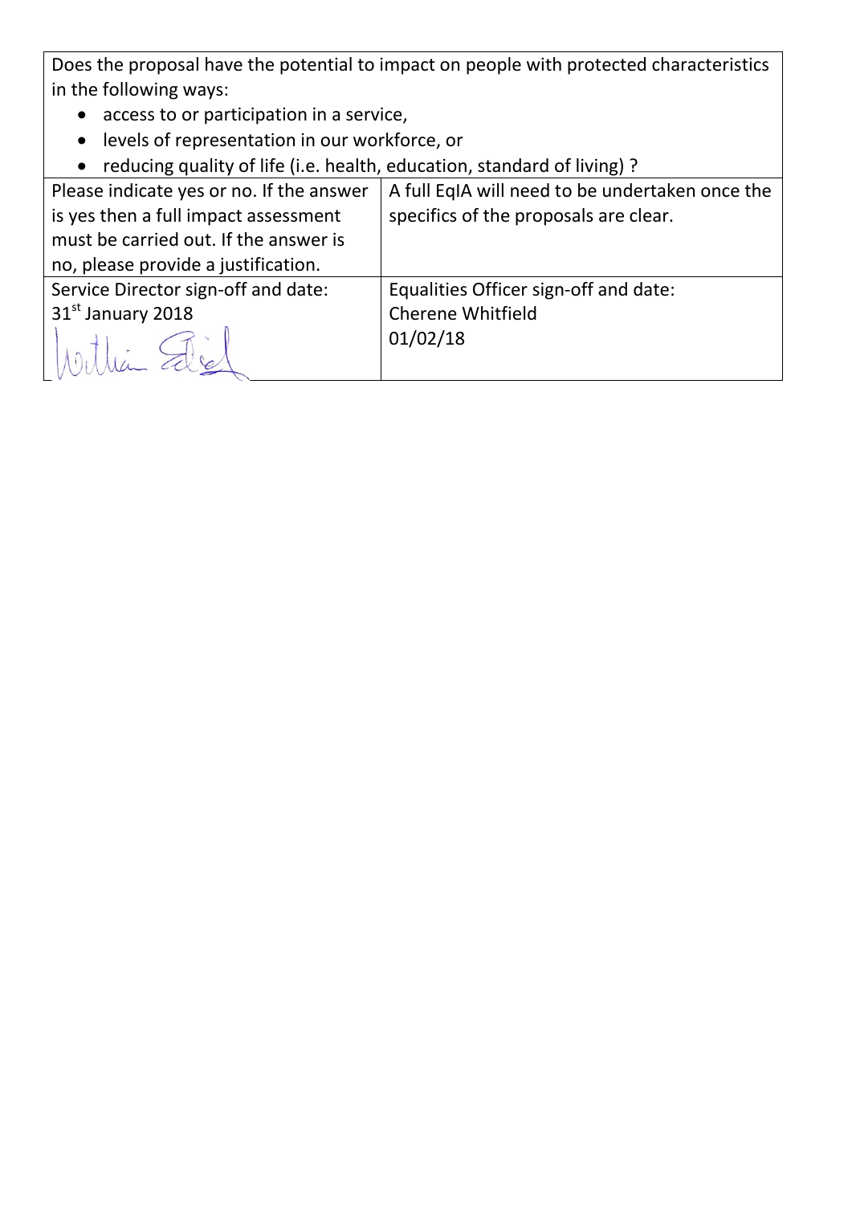| | |
|---|---|
| Does the proposal have the potential to impact on people with protected characteristics in the following ways:<br>• access to or participation in a service,<br>• levels of representation in our workforce, or<br>• reducing quality of life (i.e. health, education, standard of living) ? | |
| Please indicate yes or no. If the answer is yes then a full impact assessment must be carried out. If the answer is no, please provide a justification. | A full EqIA will need to undertaken once the specifics of the proposals are clear. |
| Service Director sign-off and date:<br>31st January 2018 | Equalities Officer sign-off and date:<br>Cherene Whitfield<br>01/02/18 |